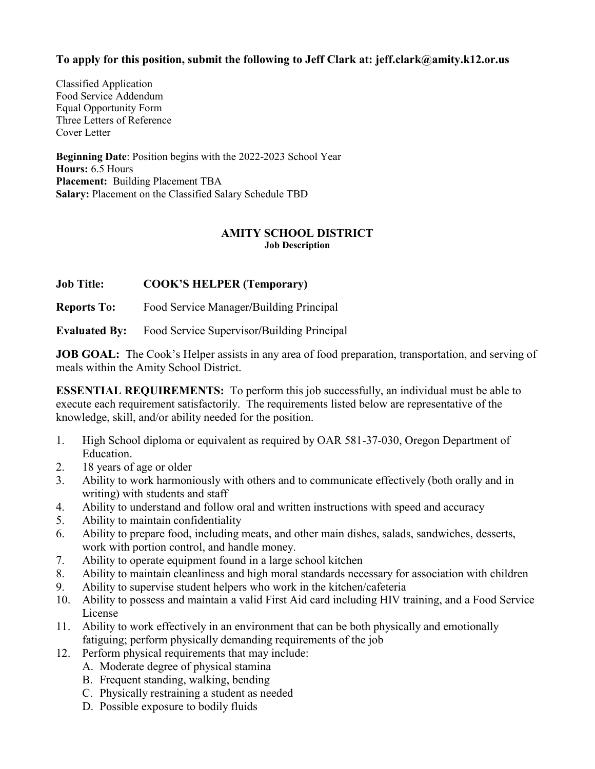**To apply for this position, submit the following to Jeff Clark at: jeff.clark@amity.k12.or.us**

Classified Application
Food Service Addendum
Equal Opportunity Form
Three Letters of Reference
Cover Letter

**Beginning Date**: Position begins with the 2022-2023 School Year
**Hours:** 6.5 Hours
**Placement:** Building Placement TBA
**Salary:** Placement on the Classified Salary Schedule TBD

# AMITY SCHOOL DISTRICT
**Job Description**

**Job Title:** **COOK'S HELPER (Temporary)**

**Reports To:** Food Service Manager/Building Principal

**Evaluated By:** Food Service Supervisor/Building Principal

**JOB GOAL:** The Cook's Helper assists in any area of food preparation, transportation, and serving of meals within the Amity School District.

**ESSENTIAL REQUIREMENTS:** To perform this job successfully, an individual must be able to execute each requirement satisfactorily. The requirements listed below are representative of the knowledge, skill, and/or ability needed for the position.

1. High School diploma or equivalent as required by OAR 581-37-030, Oregon Department of Education.
2. 18 years of age or older
3. Ability to work harmoniously with others and to communicate effectively (both orally and in writing) with students and staff
4. Ability to understand and follow oral and written instructions with speed and accuracy
5. Ability to maintain confidentiality
6. Ability to prepare food, including meats, and other main dishes, salads, sandwiches, desserts, work with portion control, and handle money.
7. Ability to operate equipment found in a large school kitchen
8. Ability to maintain cleanliness and high moral standards necessary for association with children
9. Ability to supervise student helpers who work in the kitchen/cafeteria
10. Ability to possess and maintain a valid First Aid card including HIV training, and a Food Service License
11. Ability to work effectively in an environment that can be both physically and emotionally fatiguing; perform physically demanding requirements of the job
12. Perform physical requirements that may include:
    - A. Moderate degree of physical stamina
    - B. Frequent standing, walking, bending
    - C. Physically restraining a student as needed
    - D. Possible exposure to bodily fluids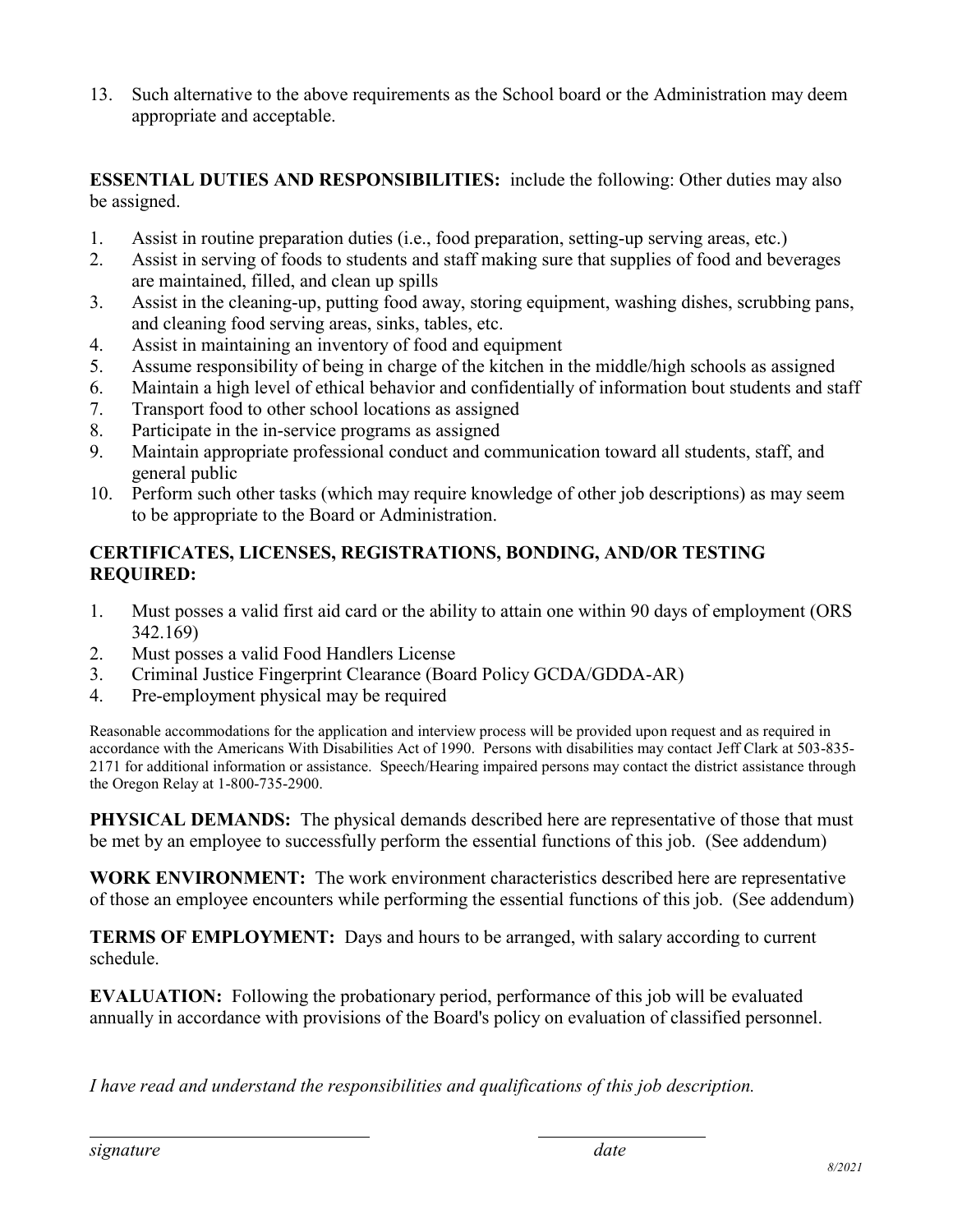13. Such alternative to the above requirements as the School board or the Administration may deem appropriate and acceptable.

**ESSENTIAL DUTIES AND RESPONSIBILITIES:** include the following: Other duties may also be assigned.

1. Assist in routine preparation duties (i.e., food preparation, setting-up serving areas, etc.)
2. Assist in serving of foods to students and staff making sure that supplies of food and beverages are maintained, filled, and clean up spills
3. Assist in the cleaning-up, putting food away, storing equipment, washing dishes, scrubbing pans, and cleaning food serving areas, sinks, tables, etc.
4. Assist in maintaining an inventory of food and equipment
5. Assume responsibility of being in charge of the kitchen in the middle/high schools as assigned
6. Maintain a high level of ethical behavior and confidentially of information bout students and staff
7. Transport food to other school locations as assigned
8. Participate in the in-service programs as assigned
9. Maintain appropriate professional conduct and communication toward all students, staff, and general public
10. Perform such other tasks (which may require knowledge of other job descriptions) as may seem to be appropriate to the Board or Administration.

**CERTIFICATES, LICENSES, REGISTRATIONS, BONDING, AND/OR TESTING REQUIRED:**

1. Must posses a valid first aid card or the ability to attain one within 90 days of employment (ORS 342.169)
2. Must posses a valid Food Handlers License
3. Criminal Justice Fingerprint Clearance (Board Policy GCDA/GDDA-AR)
4. Pre-employment physical may be required

Reasonable accommodations for the application and interview process will be provided upon request and as required in accordance with the Americans With Disabilities Act of 1990. Persons with disabilities may contact Jeff Clark at 503-835-2171 for additional information or assistance. Speech/Hearing impaired persons may contact the district assistance through the Oregon Relay at 1-800-735-2900.

**PHYSICAL DEMANDS:** The physical demands described here are representative of those that must be met by an employee to successfully perform the essential functions of this job. (See addendum)

**WORK ENVIRONMENT:** The work environment characteristics described here are representative of those an employee encounters while performing the essential functions of this job. (See addendum)

**TERMS OF EMPLOYMENT:** Days and hours to be arranged, with salary according to current schedule.

**EVALUATION:** Following the probationary period, performance of this job will be evaluated annually in accordance with provisions of the Board's policy on evaluation of classified personnel.

*I have read and understand the responsibilities and qualifications of this job description.*

\_\_\_\_\_\_\_\_\_\_\_\_\_\_\_\_\_\_\_\_\_\_\_\_\_\_\_\_\_\_ \_\_\_\_\_\_\_\_\_\_\_\_\_\_\_\_\_\_\_\_

*signature* *date*

*8/2021*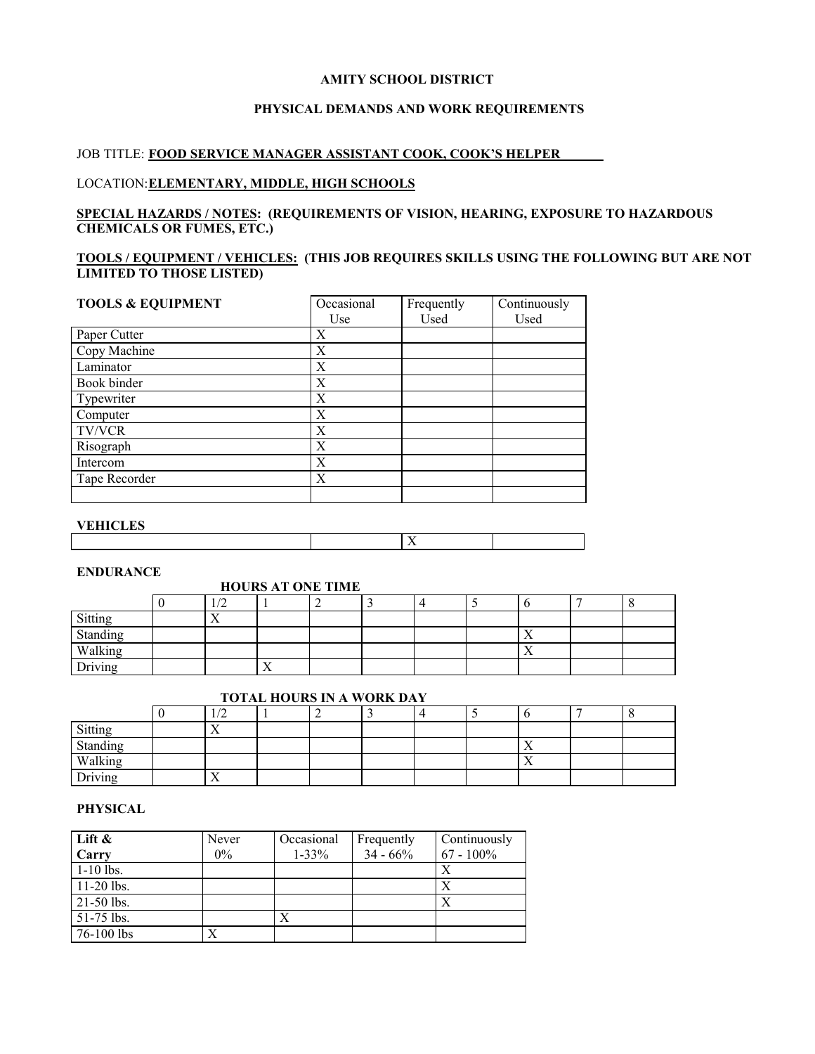**AMITY SCHOOL DISTRICT**

**PHYSICAL DEMANDS AND WORK REQUIREMENTS**

JOB TITLE: **FOOD SERVICE MANAGER ASSISTANT COOK, COOK'S HELPER**

LOCATION: **ELEMENTARY, MIDDLE, HIGH SCHOOLS**

**SPECIAL HAZARDS / NOTES: (REQUIREMENTS OF VISION, HEARING, EXPOSURE TO HAZARDOUS CHEMICALS OR FUMES, ETC.)**

**TOOLS / EQUIPMENT / VEHICLES: (THIS JOB REQUIRES SKILLS USING THE FOLLOWING BUT ARE NOT LIMITED TO THOSE LISTED)**

| TOOLS & EQUIPMENT | Occasional Use | Frequently Used | Continuously Used |
|---|---|---|---|
| Paper Cutter | X | | |
| Copy Machine | X | | |
| Laminator | X | | |
| Book binder | X | | |
| Typewriter | X | | |
| Computer | X | | |
| TV/VCR | X | | |
| Risograph | X | | |
| Intercom | X | | |
| Tape Recorder | X | | |
| | | | |

**VEHICLES**

| | | | |
|---|---|---|---|
| | | X | |

**ENDURANCE**

**HOURS AT ONE TIME**

| | 0 | 1/2 | 1 | 2 | 3 | 4 | 5 | 6 | 7 | 8 |
|---|---|---|---|---|---|---|---|---|---|---|
| Sitting | | X | | | | | | | | |
| Standing | | | | | | | | X | | |
| Walking | | | | | | | | X | | |
| Driving | | | X | | | | | | | |

**TOTAL HOURS IN A WORK DAY**

| | 0 | 1/2 | 1 | 2 | 3 | 4 | 5 | 6 | 7 | 8 |
|---|---|---|---|---|---|---|---|---|---|---|
| Sitting | | X | | | | | | | | |
| Standing | | | | | | | | X | | |
| Walking | | | | | | | | X | | |
| Driving | | X | | | | | | | | |

**PHYSICAL**

| **Lift & Carry** | Never 0% | Occasional 1-33% | Frequently 34 - 66% | Continuously 67 - 100% |
|---|---|---|---|---|
| 1-10 lbs. | | | | X |
| 11-20 lbs. | | | | X |
| 21-50 lbs. | | | | X |
| 51-75 lbs. | | X | | |
| 76-100 lbs | X | | | |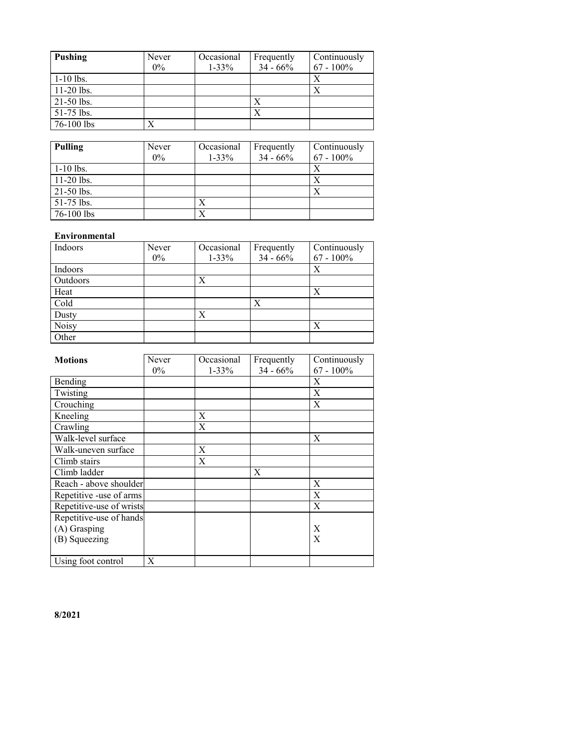| **Pushing** | Never 0% | Occasional 1-33% | Frequently 34 - 66% | Continuously 67 - 100% |
|---|---|---|---|---|
| 1-10 lbs. | | | | X |
| 11-20 lbs. | | | | X |
| 21-50 lbs. | | | X | |
| 51-75 lbs. | | | X | |
| 76-100 lbs | X | | | |

| **Pulling** | Never 0% | Occasional 1-33% | Frequently 34 - 66% | Continuously 67 - 100% |
|---|---|---|---|---|
| 1-10 lbs. | | | | X |
| 11-20 lbs. | | | | X |
| 21-50 lbs. | | | | X |
| 51-75 lbs. | | X | | |
| 76-100 lbs | | X | | |

**Environmental**

| Indoors | Never 0% | Occasional 1-33% | Frequently 34 - 66% | Continuously 67 - 100% |
|---|---|---|---|---|
| Indoors | | | | X |
| Outdoors | | X | | |
| Heat | | | | X |
| Cold | | | X | |
| Dusty | | X | | |
| Noisy | | | | X |
| Other | | | | |

| **Motions** | Never 0% | Occasional 1-33% | Frequently 34 - 66% | Continuously 67 - 100% |
|---|---|---|---|---|
| Bending | | | | X |
| Twisting | | | | X |
| Crouching | | | | X |
| Kneeling | | X | | |
| Crawling | | X | | |
| Walk-level surface | | | | X |
| Walk-uneven surface | | X | | |
| Climb stairs | | X | | |
| Climb ladder | | | X | |
| Reach - above shoulder | | | | X |
| Repetitive -use of arms | | | | X |
| Repetitive-use of wrists | | | | X |
| Repetitive-use of hands | | | | |
| (A) Grasping | | | | X |
| (B) Squeezing | | | | X |
| Using foot control | X | | | |

**8/2021**